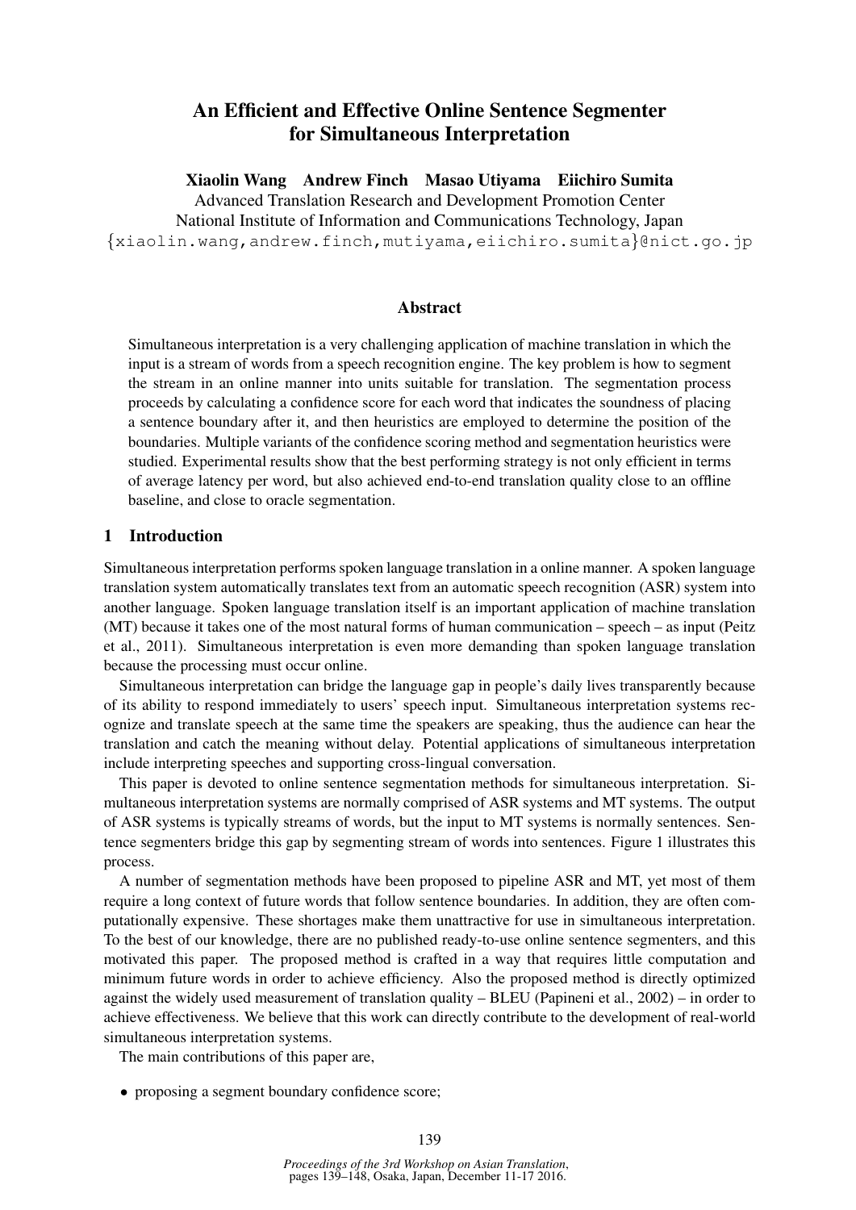# An Efficient and Effective Online Sentence Segmenter for Simultaneous Interpretation

**Xiaolin Wang    Andrew Finch    Masao Utiyama    Eiichiro Sumita**

Advanced Translation Research and Development Promotion Center
National Institute of Information and Communications Technology, Japan
{xiaolin.wang,andrew.finch,mutiyama,eiichiro.sumita}@nict.go.jp

## Abstract

Simultaneous interpretation is a very challenging application of machine translation in which the input is a stream of words from a speech recognition engine. The key problem is how to segment the stream in an online manner into units suitable for translation. The segmentation process proceeds by calculating a confidence score for each word that indicates the soundness of placing a sentence boundary after it, and then heuristics are employed to determine the position of the boundaries. Multiple variants of the confidence scoring method and segmentation heuristics were studied. Experimental results show that the best performing strategy is not only efficient in terms of average latency per word, but also achieved end-to-end translation quality close to an offline baseline, and close to oracle segmentation.

## 1 Introduction

Simultaneous interpretation performs spoken language translation in a online manner. A spoken language translation system automatically translates text from an automatic speech recognition (ASR) system into another language. Spoken language translation itself is an important application of machine translation (MT) because it takes one of the most natural forms of human communication – speech – as input (Peitz et al., 2011). Simultaneous interpretation is even more demanding than spoken language translation because the processing must occur online.

Simultaneous interpretation can bridge the language gap in people's daily lives transparently because of its ability to respond immediately to users' speech input. Simultaneous interpretation systems recognize and translate speech at the same time the speakers are speaking, thus the audience can hear the translation and catch the meaning without delay. Potential applications of simultaneous interpretation include interpreting speeches and supporting cross-lingual conversation.

This paper is devoted to online sentence segmentation methods for simultaneous interpretation. Simultaneous interpretation systems are normally comprised of ASR systems and MT systems. The output of ASR systems is typically streams of words, but the input to MT systems is normally sentences. Sentence segmenters bridge this gap by segmenting stream of words into sentences. Figure 1 illustrates this process.

A number of segmentation methods have been proposed to pipeline ASR and MT, yet most of them require a long context of future words that follow sentence boundaries. In addition, they are often computationally expensive. These shortages make them unattractive for use in simultaneous interpretation. To the best of our knowledge, there are no published ready-to-use online sentence segmenters, and this motivated this paper. The proposed method is crafted in a way that requires little computation and minimum future words in order to achieve efficiency. Also the proposed method is directly optimized against the widely used measurement of translation quality – BLEU (Papineni et al., 2002) – in order to achieve effectiveness. We believe that this work can directly contribute to the development of real-world simultaneous interpretation systems.

The main contributions of this paper are,

- proposing a segment boundary confidence score;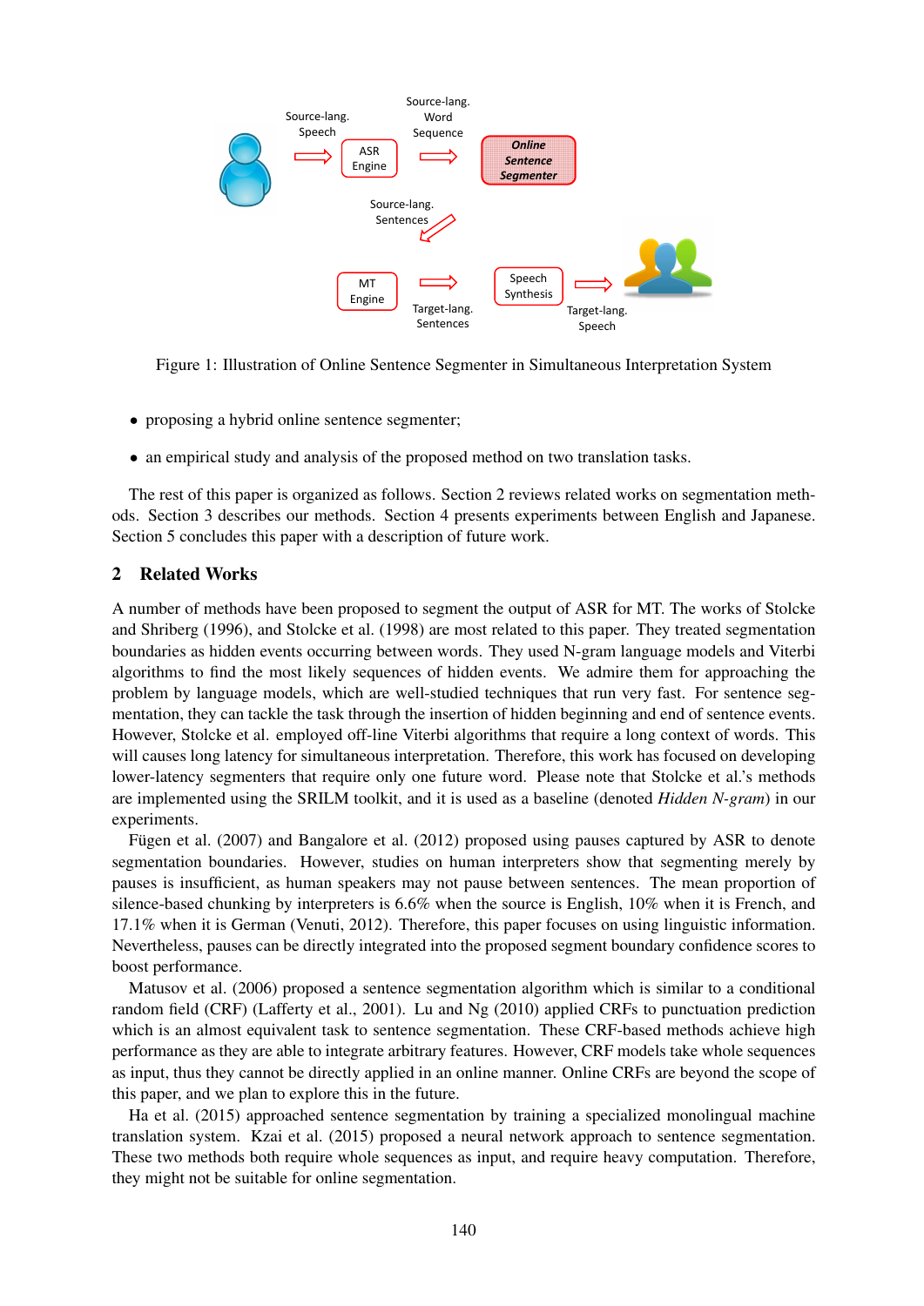Figure 1: Illustration of Online Sentence Segmenter in Simultaneous Interpretation System

- proposing a hybrid online sentence segmenter;
- an empirical study and analysis of the proposed method on two translation tasks.

The rest of this paper is organized as follows. Section 2 reviews related works on segmentation methods. Section 3 describes our methods. Section 4 presents experiments between English and Japanese. Section 5 concludes this paper with a description of future work.

## 2 Related Works

A number of methods have been proposed to segment the output of ASR for MT. The works of Stolcke and Shriberg (1996), and Stolcke et al. (1998) are most related to this paper. They treated segmentation boundaries as hidden events occurring between words. They used N-gram language models and Viterbi algorithms to find the most likely sequences of hidden events. We admire them for approaching the problem by language models, which are well-studied techniques that run very fast. For sentence segmentation, they can tackle the task through the insertion of hidden beginning and end of sentence events. However, Stolcke et al. employed off-line Viterbi algorithms that require a long context of words. This will causes long latency for simultaneous interpretation. Therefore, this work has focused on developing lower-latency segmenters that require only one future word. Please note that Stolcke et al.'s methods are implemented using the SRILM toolkit, and it is used as a baseline (denoted *Hidden N-gram*) in our experiments.

Fügen et al. (2007) and Bangalore et al. (2012) proposed using pauses captured by ASR to denote segmentation boundaries. However, studies on human interpreters show that segmenting merely by pauses is insufficient, as human speakers may not pause between sentences. The mean proportion of silence-based chunking by interpreters is 6.6% when the source is English, 10% when it is French, and 17.1% when it is German (Venuti, 2012). Therefore, this paper focuses on using linguistic information. Nevertheless, pauses can be directly integrated into the proposed segment boundary confidence scores to boost performance.

Matusov et al. (2006) proposed a sentence segmentation algorithm which is similar to a conditional random field (CRF) (Lafferty et al., 2001). Lu and Ng (2010) applied CRFs to punctuation prediction which is an almost equivalent task to sentence segmentation. These CRF-based methods achieve high performance as they are able to integrate arbitrary features. However, CRF models take whole sequences as input, thus they cannot be directly applied in an online manner. Online CRFs are beyond the scope of this paper, and we plan to explore this in the future.

Ha et al. (2015) approached sentence segmentation by training a specialized monolingual machine translation system. Kzai et al. (2015) proposed a neural network approach to sentence segmentation. These two methods both require whole sequences as input, and require heavy computation. Therefore, they might not be suitable for online segmentation.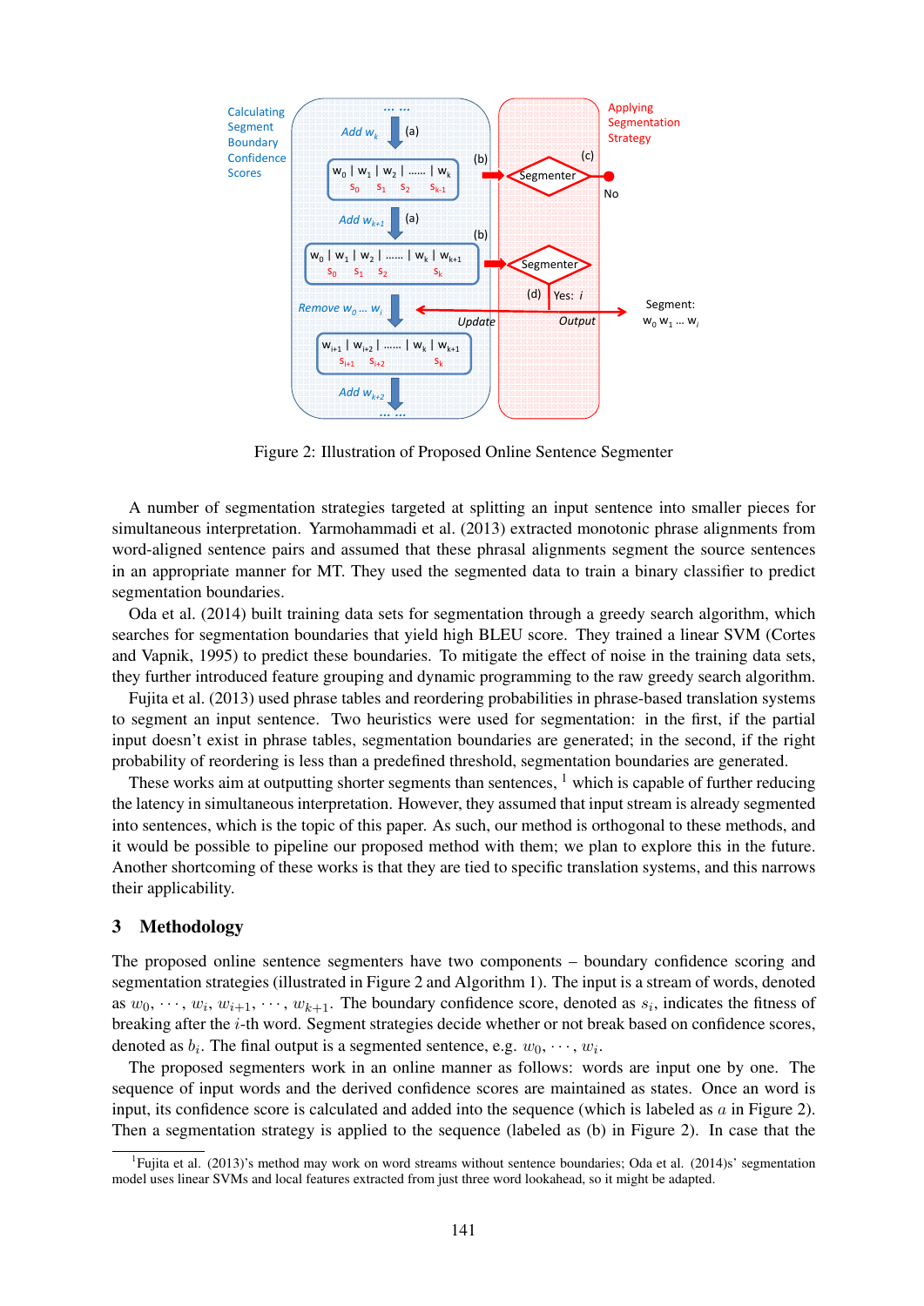Figure 2: Illustration of Proposed Online Sentence Segmenter

A number of segmentation strategies targeted at splitting an input sentence into smaller pieces for simultaneous interpretation. Yarmohammadi et al. (2013) extracted monotonic phrase alignments from word-aligned sentence pairs and assumed that these phrasal alignments segment the source sentences in an appropriate manner for MT. They used the segmented data to train a binary classifier to predict segmentation boundaries.

Oda et al. (2014) built training data sets for segmentation through a greedy search algorithm, which searches for segmentation boundaries that yield high BLEU score. They trained a linear SVM (Cortes and Vapnik, 1995) to predict these boundaries. To mitigate the effect of noise in the training data sets, they further introduced feature grouping and dynamic programming to the raw greedy search algorithm.

Fujita et al. (2013) used phrase tables and reordering probabilities in phrase-based translation systems to segment an input sentence. Two heuristics were used for segmentation: in the first, if the partial input doesn't exist in phrase tables, segmentation boundaries are generated; in the second, if the right probability of reordering is less than a predefined threshold, segmentation boundaries are generated.

These works aim at outputting shorter segments than sentences, [1] which is capable of further reducing the latency in simultaneous interpretation. However, they assumed that input stream is already segmented into sentences, which is the topic of this paper. As such, our method is orthogonal to these methods, and it would be possible to pipeline our proposed method with them; we plan to explore this in the future. Another shortcoming of these works is that they are tied to specific translation systems, and this narrows their applicability.

## 3 Methodology

The proposed online sentence segmenters have two components – boundary confidence scoring and segmentation strategies (illustrated in Figure 2 and Algorithm 1). The input is a stream of words, denoted as $w_0, \cdots, w_i, w_{i+1}, \cdots, w_{k+1}$. The boundary confidence score, denoted as $s_i$, indicates the fitness of breaking after the $i$-th word. Segment strategies decide whether or not break based on confidence scores, denoted as $b_i$. The final output is a segmented sentence, e.g. $w_0, \cdots, w_i$.

The proposed segmenters work in an online manner as follows: words are input one by one. The sequence of input words and the derived confidence scores are maintained as states. Once an word is input, its confidence score is calculated and added into the sequence (which is labeled as $a$ in Figure 2). Then a segmentation strategy is applied to the sequence (labeled as (b) in Figure 2). In case that the

[1] Fujita et al. (2013)'s method may work on word streams without sentence boundaries; Oda et al. (2014)s' segmentation model uses linear SVMs and local features extracted from just three word lookahead, so it might be adapted.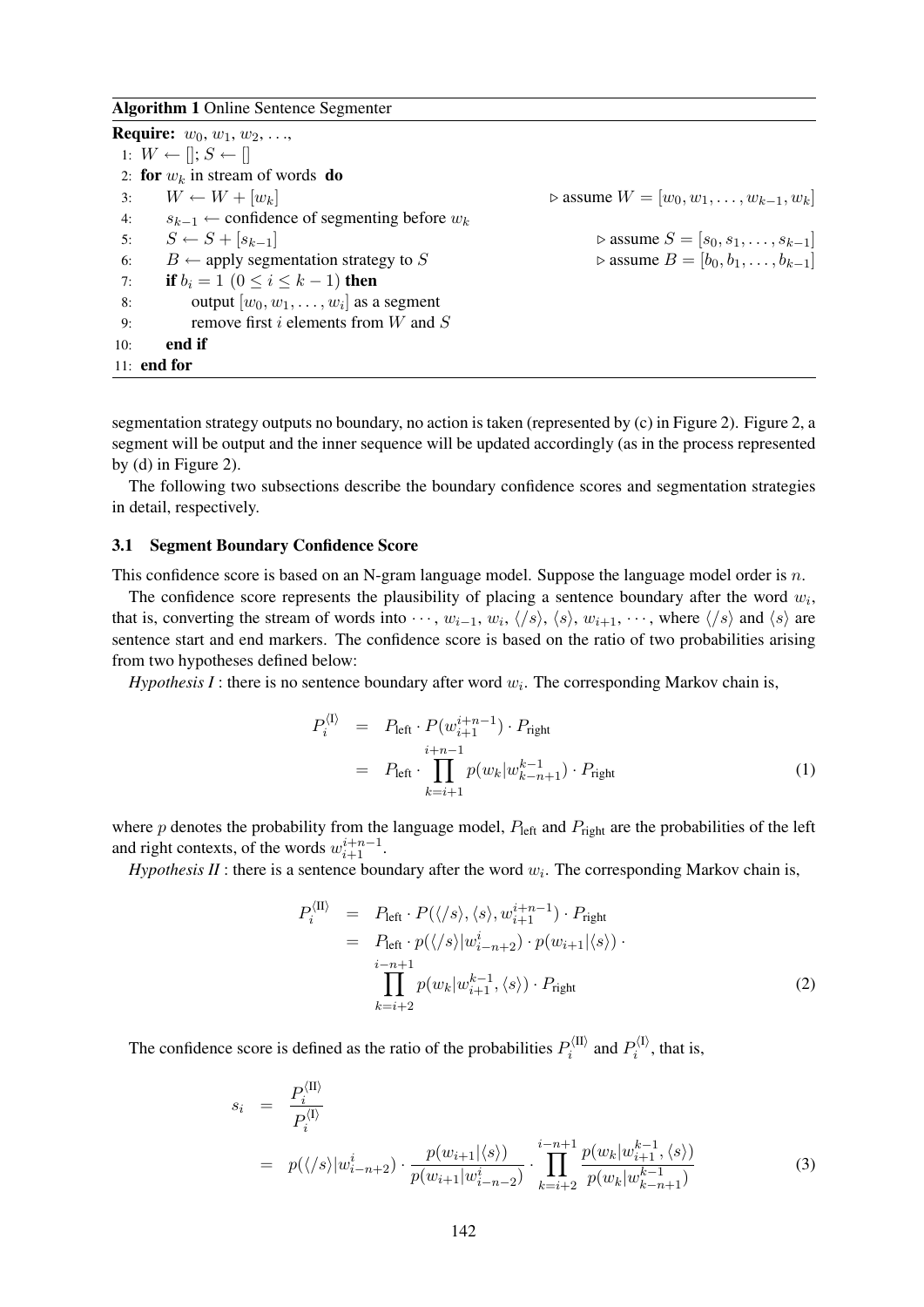**Algorithm 1** Online Sentence Segmenter

```
Require: w_0, w_1, w_2, ...,
 1: W ← []; S ← []
 2: for w_k in stream of words do
 3:     W ← W + [w_k]                                    ▷ assume W = [w_0, w_1, ..., w_{k-1}, w_k]
 4:     s_{k-1} ← confidence of segmenting before w_k
 5:     S ← S + [s_{k-1}]                                ▷ assume S = [s_0, s_1, ..., s_{k-1}]
 6:     B ← apply segmentation strategy to S             ▷ assume B = [b_0, b_1, ..., b_{k-1}]
 7:     if b_i = 1 (0 ≤ i ≤ k − 1) then
 8:         output [w_0, w_1, ..., w_i] as a segment
 9:         remove first i elements from W and S
10:     end if
11: end for
```

segmentation strategy outputs no boundary, no action is taken (represented by (c) in Figure 2). Figure 2, a segment will be output and the inner sequence will be updated accordingly (as in the process represented by (d) in Figure 2).

The following two subsections describe the boundary confidence scores and segmentation strategies in detail, respectively.

### 3.1 Segment Boundary Confidence Score

This confidence score is based on an N-gram language model. Suppose the language model order is $n$.

The confidence score represents the plausibility of placing a sentence boundary after the word $w_i$, that is, converting the stream of words into $\cdots$, $w_{i-1}$, $w_i$, $\langle/s\rangle$, $\langle s\rangle$, $w_{i+1}$, $\cdots$, where $\langle/s\rangle$ and $\langle s\rangle$ are sentence start and end markers. The confidence score is based on the ratio of two probabilities arising from two hypotheses defined below:

*Hypothesis I* : there is no sentence boundary after word $w_i$. The corresponding Markov chain is,

$$
\begin{aligned}
P_i^{\langle \mathrm{I} \rangle} &= P_{\text{left}} \cdot P(w_{i+1}^{i+n-1}) \cdot P_{\text{right}} \\
&= P_{\text{left}} \cdot \prod_{k=i+1}^{i+n-1} p(w_k | w_{k-n+1}^{k-1}) \cdot P_{\text{right}}
\end{aligned} \tag{1}
$$

where $p$ denotes the probability from the language model, $P_{\text{left}}$ and $P_{\text{right}}$ are the probabilities of the left and right contexts, of the words $w_{i+1}^{i+n-1}$.

*Hypothesis II* : there is a sentence boundary after the word $w_i$. The corresponding Markov chain is,

$$
\begin{aligned}
P_i^{\langle \mathrm{II} \rangle} &= P_{\text{left}} \cdot P(\langle/s\rangle, \langle s\rangle, w_{i+1}^{i+n-1}) \cdot P_{\text{right}} \\
&= P_{\text{left}} \cdot p(\langle/s\rangle | w_{i-n+2}^{i}) \cdot p(w_{i+1} | \langle s\rangle) \cdot \\
&\quad \prod_{k=i+2}^{i-n+1} p(w_k | w_{i+1}^{k-1}, \langle s\rangle) \cdot P_{\text{right}}
\end{aligned} \tag{2}
$$

The confidence score is defined as the ratio of the probabilities $P_i^{\langle \mathrm{II} \rangle}$ and $P_i^{\langle \mathrm{I} \rangle}$, that is,

$$
\begin{aligned}
s_i &= \frac{P_i^{\langle \mathrm{II} \rangle}}{P_i^{\langle \mathrm{I} \rangle}} \\
&= p(\langle/s\rangle | w_{i-n+2}^{i}) \cdot \frac{p(w_{i+1} | \langle s\rangle)}{p(w_{i+1} | w_{i-n-2}^{i})} \cdot \prod_{k=i+2}^{i-n+1} \frac{p(w_k | w_{i+1}^{k-1}, \langle s\rangle)}{p(w_k | w_{k-n+1}^{k-1})}
\end{aligned} \tag{3}
$$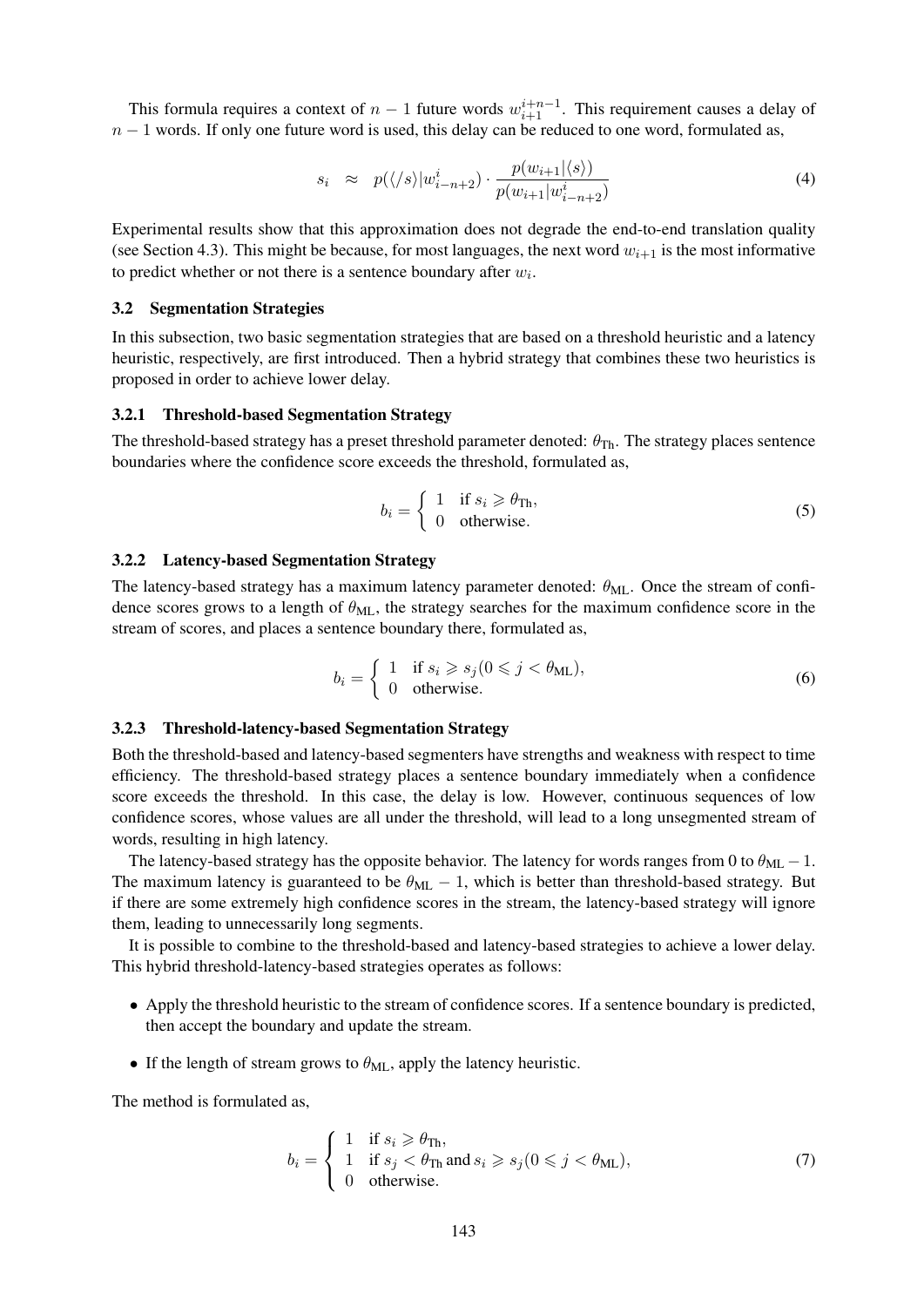This formula requires a context of $n-1$ future words $w_{i+1}^{i+n-1}$. This requirement causes a delay of $n-1$ words. If only one future word is used, this delay can be reduced to one word, formulated as,

$$s_i \approx p(\langle/s\rangle|w_{i-n+2}^{i}) \cdot \frac{p(w_{i+1}|\langle s\rangle)}{p(w_{i+1}|w_{i-n+2}^{i})} \tag{4}$$

Experimental results show that this approximation does not degrade the end-to-end translation quality (see Section 4.3). This might be because, for most languages, the next word $w_{i+1}$ is the most informative to predict whether or not there is a sentence boundary after $w_i$.

### 3.2 Segmentation Strategies

In this subsection, two basic segmentation strategies that are based on a threshold heuristic and a latency heuristic, respectively, are first introduced. Then a hybrid strategy that combines these two heuristics is proposed in order to achieve lower delay.

#### 3.2.1 Threshold-based Segmentation Strategy

The threshold-based strategy has a preset threshold parameter denoted: $\theta_{\text{Th}}$. The strategy places sentence boundaries where the confidence score exceeds the threshold, formulated as,

$$b_i = \begin{cases} 1 & \text{if } s_i \geqslant \theta_{\text{Th}}, \\ 0 & \text{otherwise.} \end{cases} \tag{5}$$

#### 3.2.2 Latency-based Segmentation Strategy

The latency-based strategy has a maximum latency parameter denoted: $\theta_{\text{ML}}$. Once the stream of confidence scores grows to a length of $\theta_{\text{ML}}$, the strategy searches for the maximum confidence score in the stream of scores, and places a sentence boundary there, formulated as,

$$b_i = \begin{cases} 1 & \text{if } s_i \geqslant s_j (0 \leqslant j < \theta_{\text{ML}}), \\ 0 & \text{otherwise.} \end{cases} \tag{6}$$

#### 3.2.3 Threshold-latency-based Segmentation Strategy

Both the threshold-based and latency-based segmenters have strengths and weakness with respect to time efficiency. The threshold-based strategy places a sentence boundary immediately when a confidence score exceeds the threshold. In this case, the delay is low. However, continuous sequences of low confidence scores, whose values are all under the threshold, will lead to a long unsegmented stream of words, resulting in high latency.

The latency-based strategy has the opposite behavior. The latency for words ranges from 0 to $\theta_{\text{ML}} - 1$. The maximum latency is guaranteed to be $\theta_{\text{ML}} - 1$, which is better than threshold-based strategy. But if there are some extremely high confidence scores in the stream, the latency-based strategy will ignore them, leading to unnecessarily long segments.

It is possible to combine to the threshold-based and latency-based strategies to achieve a lower delay. This hybrid threshold-latency-based strategies operates as follows:

- Apply the threshold heuristic to the stream of confidence scores. If a sentence boundary is predicted, then accept the boundary and update the stream.
- If the length of stream grows to $\theta_{\text{ML}}$, apply the latency heuristic.

The method is formulated as,

$$b_i = \begin{cases} 1 & \text{if } s_i \geqslant \theta_{\text{Th}}, \\ 1 & \text{if } s_j < \theta_{\text{Th}} \text{ and } s_i \geqslant s_j (0 \leqslant j < \theta_{\text{ML}}), \\ 0 & \text{otherwise.} \end{cases} \tag{7}$$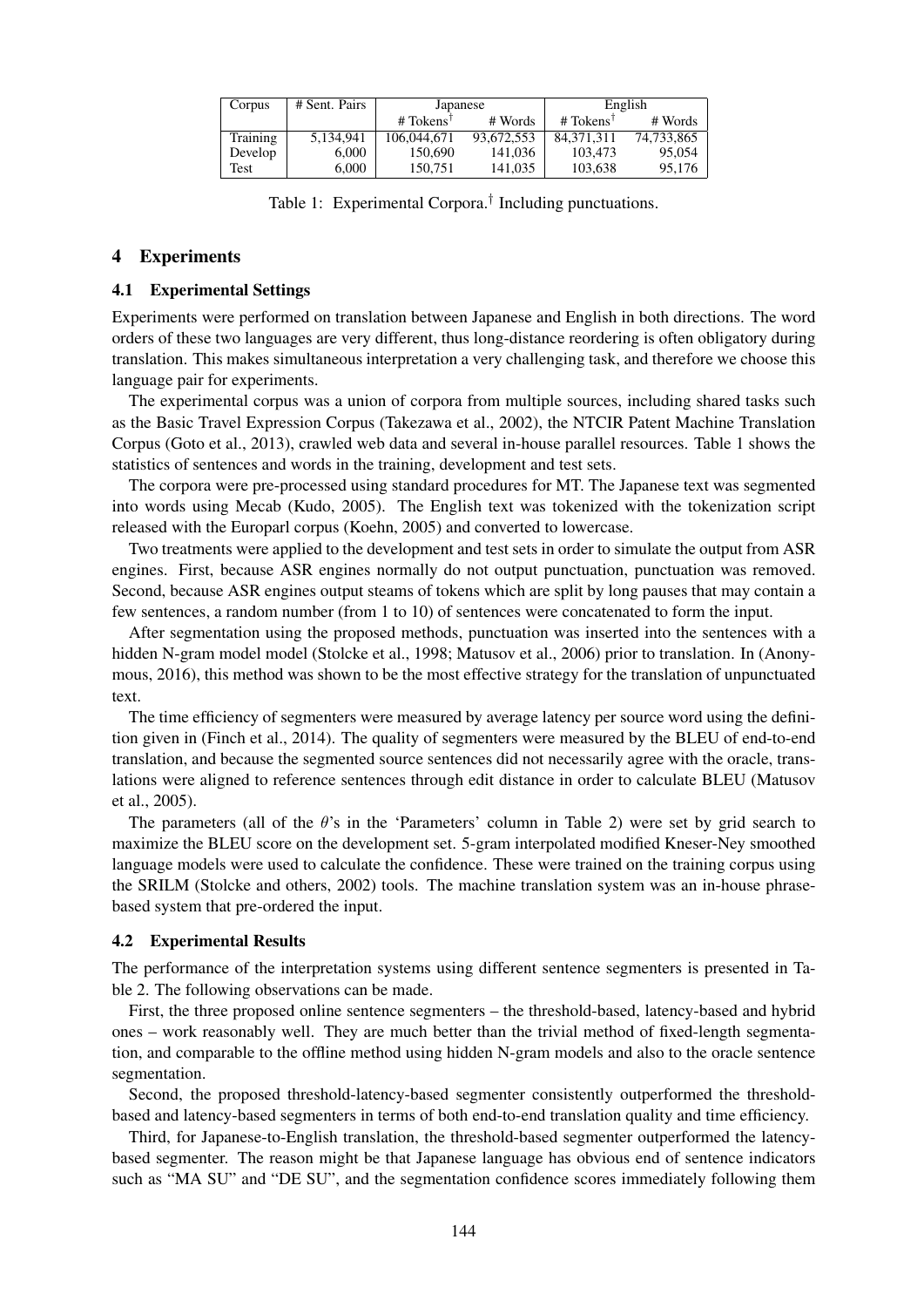| Corpus | # Sent. Pairs | Japanese | | English | |
|---|---|---|---|---|---|
| | | # Tokens† | # Words | # Tokens† | # Words |
| Training | 5,134,941 | 106,044,671 | 93,672,553 | 84,371,311 | 74,733,865 |
| Develop | 6,000 | 150,690 | 141,036 | 103,473 | 95,054 |
| Test | 6,000 | 150,751 | 141,035 | 103,638 | 95,176 |

Table 1: Experimental Corpora.† Including punctuations.

## 4 Experiments

### 4.1 Experimental Settings

Experiments were performed on translation between Japanese and English in both directions. The word orders of these two languages are very different, thus long-distance reordering is often obligatory during translation. This makes simultaneous interpretation a very challenging task, and therefore we choose this language pair for experiments.

The experimental corpus was a union of corpora from multiple sources, including shared tasks such as the Basic Travel Expression Corpus (Takezawa et al., 2002), the NTCIR Patent Machine Translation Corpus (Goto et al., 2013), crawled web data and several in-house parallel resources. Table 1 shows the statistics of sentences and words in the training, development and test sets.

The corpora were pre-processed using standard procedures for MT. The Japanese text was segmented into words using Mecab (Kudo, 2005). The English text was tokenized with the tokenization script released with the Europarl corpus (Koehn, 2005) and converted to lowercase.

Two treatments were applied to the development and test sets in order to simulate the output from ASR engines. First, because ASR engines normally do not output punctuation, punctuation was removed. Second, because ASR engines output steams of tokens which are split by long pauses that may contain a few sentences, a random number (from 1 to 10) of sentences were concatenated to form the input.

After segmentation using the proposed methods, punctuation was inserted into the sentences with a hidden N-gram model model (Stolcke et al., 1998; Matusov et al., 2006) prior to translation. In (Anonymous, 2016), this method was shown to be the most effective strategy for the translation of unpunctuated text.

The time efficiency of segmenters were measured by average latency per source word using the definition given in (Finch et al., 2014). The quality of segmenters were measured by the BLEU of end-to-end translation, and because the segmented source sentences did not necessarily agree with the oracle, translations were aligned to reference sentences through edit distance in order to calculate BLEU (Matusov et al., 2005).

The parameters (all of the $\theta$'s in the 'Parameters' column in Table 2) were set by grid search to maximize the BLEU score on the development set. 5-gram interpolated modified Kneser-Ney smoothed language models were used to calculate the confidence. These were trained on the training corpus using the SRILM (Stolcke and others, 2002) tools. The machine translation system was an in-house phrase-based system that pre-ordered the input.

### 4.2 Experimental Results

The performance of the interpretation systems using different sentence segmenters is presented in Table 2. The following observations can be made.

First, the three proposed online sentence segmenters – the threshold-based, latency-based and hybrid ones – work reasonably well. They are much better than the trivial method of fixed-length segmentation, and comparable to the offline method using hidden N-gram models and also to the oracle sentence segmentation.

Second, the proposed threshold-latency-based segmenter consistently outperformed the threshold-based and latency-based segmenters in terms of both end-to-end translation quality and time efficiency.

Third, for Japanese-to-English translation, the threshold-based segmenter outperformed the latency-based segmenter. The reason might be that Japanese language has obvious end of sentence indicators such as "MA SU" and "DE SU", and the segmentation confidence scores immediately following them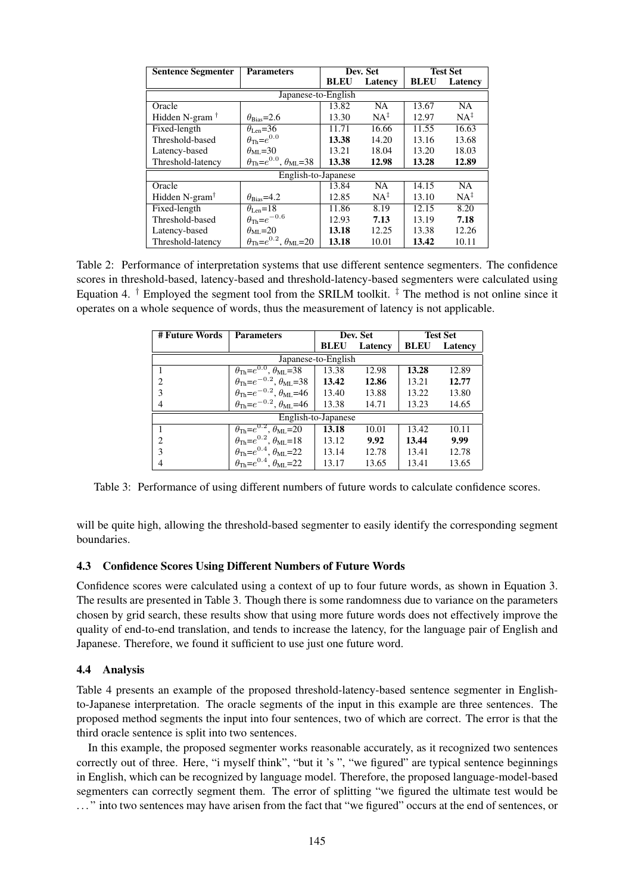| Sentence Segmenter | Parameters | Dev. Set | | Test Set | |
|---|---|---|---|---|---|
| | | **BLEU** | **Latency** | **BLEU** | **Latency** |
| Japanese-to-English | | | | | |
| Oracle | | 13.82 | NA | 13.67 | NA |
| Hidden N-gram [†] | $\theta_{\text{Bias}}$=2.6 | 13.30 | NA[‡] | 12.97 | NA[‡] |
| Fixed-length | $\theta_{\text{Len}}$=36 | 11.71 | 16.66 | 11.55 | 16.63 |
| Threshold-based | $\theta_{\text{Th}}$=$e^{0.0}$ | **13.38** | 14.20 | 13.16 | 13.68 |
| Latency-based | $\theta_{\text{ML}}$=30 | 13.21 | 18.04 | 13.20 | 18.03 |
| Threshold-latency | $\theta_{\text{Th}}$=$e^{0.0}$, $\theta_{\text{ML}}$=38 | **13.38** | **12.98** | **13.28** | **12.89** |
| English-to-Japanese | | | | | |
| Oracle | | 13.84 | NA | 14.15 | NA |
| Hidden N-gram[†] | $\theta_{\text{Bias}}$=4.2 | 12.85 | NA[‡] | 13.10 | NA[‡] |
| Fixed-length | $\theta_{\text{Len}}$=18 | 11.86 | 8.19 | 12.15 | 8.20 |
| Threshold-based | $\theta_{\text{Th}}$=$e^{-0.6}$ | 12.93 | **7.13** | 13.19 | **7.18** |
| Latency-based | $\theta_{\text{ML}}$=20 | **13.18** | 12.25 | 13.38 | 12.26 |
| Threshold-latency | $\theta_{\text{Th}}$=$e^{0.2}$, $\theta_{\text{ML}}$=20 | **13.18** | 10.01 | **13.42** | 10.11 |

Table 2: Performance of interpretation systems that use different sentence segmenters. The confidence scores in threshold-based, latency-based and threshold-latency-based segmenters were calculated using Equation 4. [†] Employed the segment tool from the SRILM toolkit. [‡] The method is not online since it operates on a whole sequence of words, thus the measurement of latency is not applicable.

| # Future Words | Parameters | Dev. Set | | Test Set | |
|---|---|---|---|---|---|
| | | **BLEU** | **Latency** | **BLEU** | **Latency** |
| Japanese-to-English | | | | | |
| 1 | $\theta_{\text{Th}}$=$e^{0.0}$, $\theta_{\text{ML}}$=38 | 13.38 | 12.98 | **13.28** | 12.89 |
| 2 | $\theta_{\text{Th}}$=$e^{-0.2}$, $\theta_{\text{ML}}$=38 | **13.42** | **12.86** | 13.21 | **12.77** |
| 3 | $\theta_{\text{Th}}$=$e^{-0.2}$, $\theta_{\text{ML}}$=46 | 13.40 | 13.88 | 13.22 | 13.80 |
| 4 | $\theta_{\text{Th}}$=$e^{-0.2}$, $\theta_{\text{ML}}$=46 | 13.38 | 14.71 | 13.23 | 14.65 |
| English-to-Japanese | | | | | |
| 1 | $\theta_{\text{Th}}$=$e^{0.2}$, $\theta_{\text{ML}}$=20 | **13.18** | 10.01 | 13.42 | 10.11 |
| 2 | $\theta_{\text{Th}}$=$e^{0.2}$, $\theta_{\text{ML}}$=18 | 13.12 | **9.92** | **13.44** | **9.99** |
| 3 | $\theta_{\text{Th}}$=$e^{0.4}$, $\theta_{\text{ML}}$=22 | 13.14 | 12.78 | 13.41 | 12.78 |
| 4 | $\theta_{\text{Th}}$=$e^{0.4}$, $\theta_{\text{ML}}$=22 | 13.17 | 13.65 | 13.41 | 13.65 |

Table 3: Performance of using different numbers of future words to calculate confidence scores.

will be quite high, allowing the threshold-based segmenter to easily identify the corresponding segment boundaries.

### 4.3 Confidence Scores Using Different Numbers of Future Words

Confidence scores were calculated using a context of up to four future words, as shown in Equation 3. The results are presented in Table 3. Though there is some randomness due to variance on the parameters chosen by grid search, these results show that using more future words does not effectively improve the quality of end-to-end translation, and tends to increase the latency, for the language pair of English and Japanese. Therefore, we found it sufficient to use just one future word.

### 4.4 Analysis

Table 4 presents an example of the proposed threshold-latency-based sentence segmenter in English-to-Japanese interpretation. The oracle segments of the input in this example are three sentences. The proposed method segments the input into four sentences, two of which are correct. The error is that the third oracle sentence is split into two sentences.

In this example, the proposed segmenter works reasonable accurately, as it recognized two sentences correctly out of three. Here, "i myself think", "but it 's ", "we figured" are typical sentence beginnings in English, which can be recognized by language model. Therefore, the proposed language-model-based segmenters can correctly segment them. The error of splitting "we figured the ultimate test would be . . . " into two sentences may have arisen from the fact that "we figured" occurs at the end of sentences, or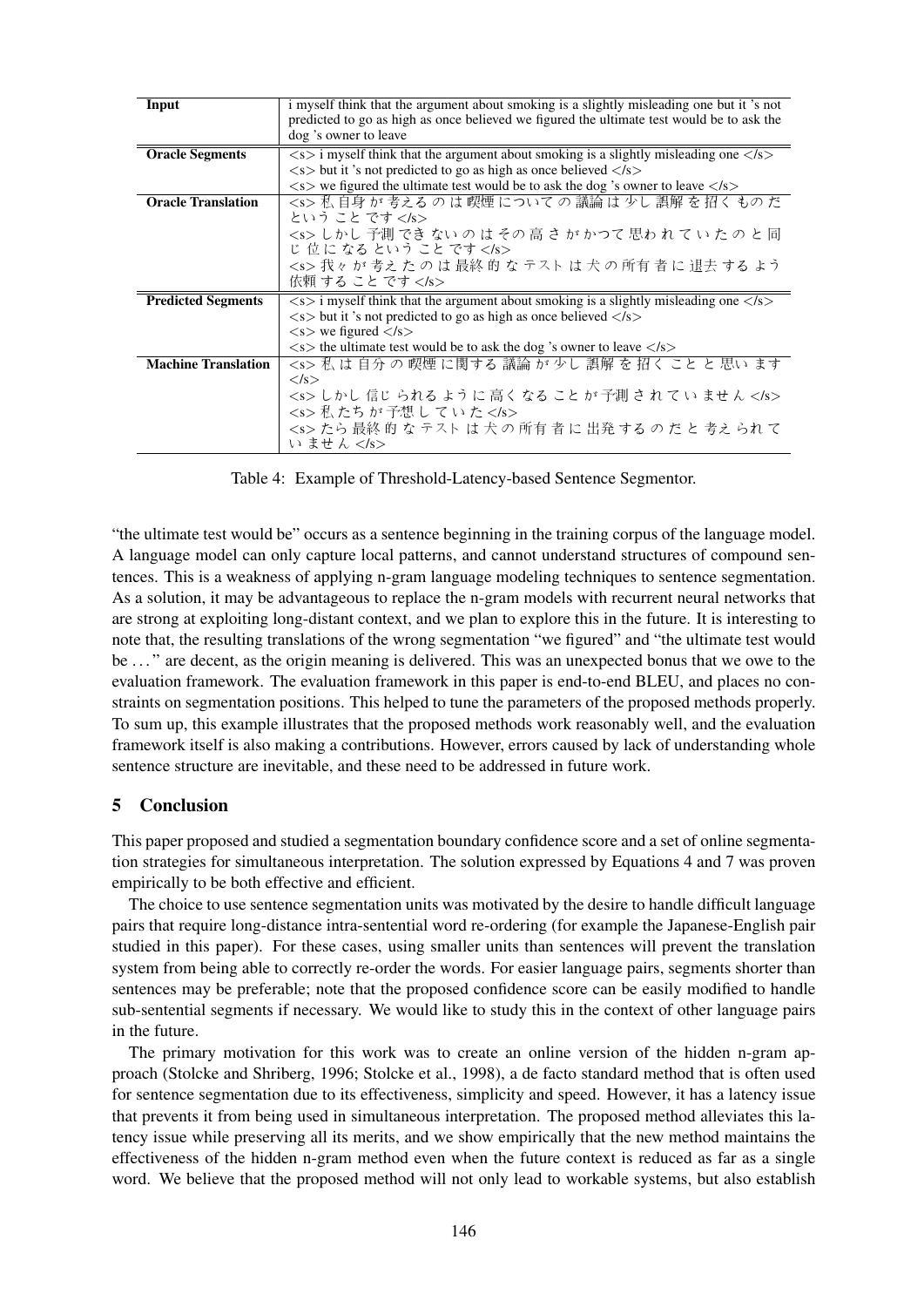| Input | i myself think that the argument about smoking is a slightly misleading one but it 's not predicted to go as high as once believed we figured the ultimate test would be to ask the dog 's owner to leave |
|---|---|
| **Oracle Segments** | <s> i myself think that the argument about smoking is a slightly misleading one </s> <s> but it 's not predicted to go as high as once believed </s> <s> we figured the ultimate test would be to ask the dog 's owner to leave </s> |
| **Oracle Translation** | <s> 私 自身 が 考える の は 喫煙 について の 議論 は 少し 誤解 を 招く もの だ という こと です </s> <s> しかし 予測 でき ない の は その 高 さ が かつて 思わ れ て い た の と 同じ 位 に なる という こと です </s> <s> 我々 が 考え た の は 最終 的 な テスト は 犬 の 所有 者 に 退去 する よう 依頼 する こと です </s> |
| **Predicted Segments** | <s> i myself think that the argument about smoking is a slightly misleading one </s> <s> but it 's not predicted to go as high as once believed </s> <s> we figured </s> <s> the ultimate test would be to ask the dog 's owner to leave </s> |
| **Machine Translation** | <s> 私 は 自分 の 喫煙 に関する 議論 が 少し 誤解 を 招く こと と 思い ます </s> <s> しかし 信じ られる よう に 高く なる こと が 予測 さ れ て い ませ ん </s> <s> 私 たち が 予想 し て い た </s> <s> たら 最終 的 な テスト は 犬 の 所有 者 に 出発 する の だ と 考え られ て い ませ ん </s> |

Table 4: Example of Threshold-Latency-based Sentence Segmentor.

"the ultimate test would be" occurs as a sentence beginning in the training corpus of the language model. A language model can only capture local patterns, and cannot understand structures of compound sentences. This is a weakness of applying n-gram language modeling techniques to sentence segmentation. As a solution, it may be advantageous to replace the n-gram models with recurrent neural networks that are strong at exploiting long-distant context, and we plan to explore this in the future. It is interesting to note that, the resulting translations of the wrong segmentation "we figured" and "the ultimate test would be ..." are decent, as the origin meaning is delivered. This was an unexpected bonus that we owe to the evaluation framework. The evaluation framework in this paper is end-to-end BLEU, and places no constraints on segmentation positions. This helped to tune the parameters of the proposed methods properly. To sum up, this example illustrates that the proposed methods work reasonably well, and the evaluation framework itself is also making a contributions. However, errors caused by lack of understanding whole sentence structure are inevitable, and these need to be addressed in future work.

## 5 Conclusion

This paper proposed and studied a segmentation boundary confidence score and a set of online segmentation strategies for simultaneous interpretation. The solution expressed by Equations 4 and 7 was proven empirically to be both effective and efficient.

The choice to use sentence segmentation units was motivated by the desire to handle difficult language pairs that require long-distance intra-sentential word re-ordering (for example the Japanese-English pair studied in this paper). For these cases, using smaller units than sentences will prevent the translation system from being able to correctly re-order the words. For easier language pairs, segments shorter than sentences may be preferable; note that the proposed confidence score can be easily modified to handle sub-sentential segments if necessary. We would like to study this in the context of other language pairs in the future.

The primary motivation for this work was to create an online version of the hidden n-gram approach (Stolcke and Shriberg, 1996; Stolcke et al., 1998), a de facto standard method that is often used for sentence segmentation due to its effectiveness, simplicity and speed. However, it has a latency issue that prevents it from being used in simultaneous interpretation. The proposed method alleviates this latency issue while preserving all its merits, and we show empirically that the new method maintains the effectiveness of the hidden n-gram method even when the future context is reduced as far as a single word. We believe that the proposed method will not only lead to workable systems, but also establish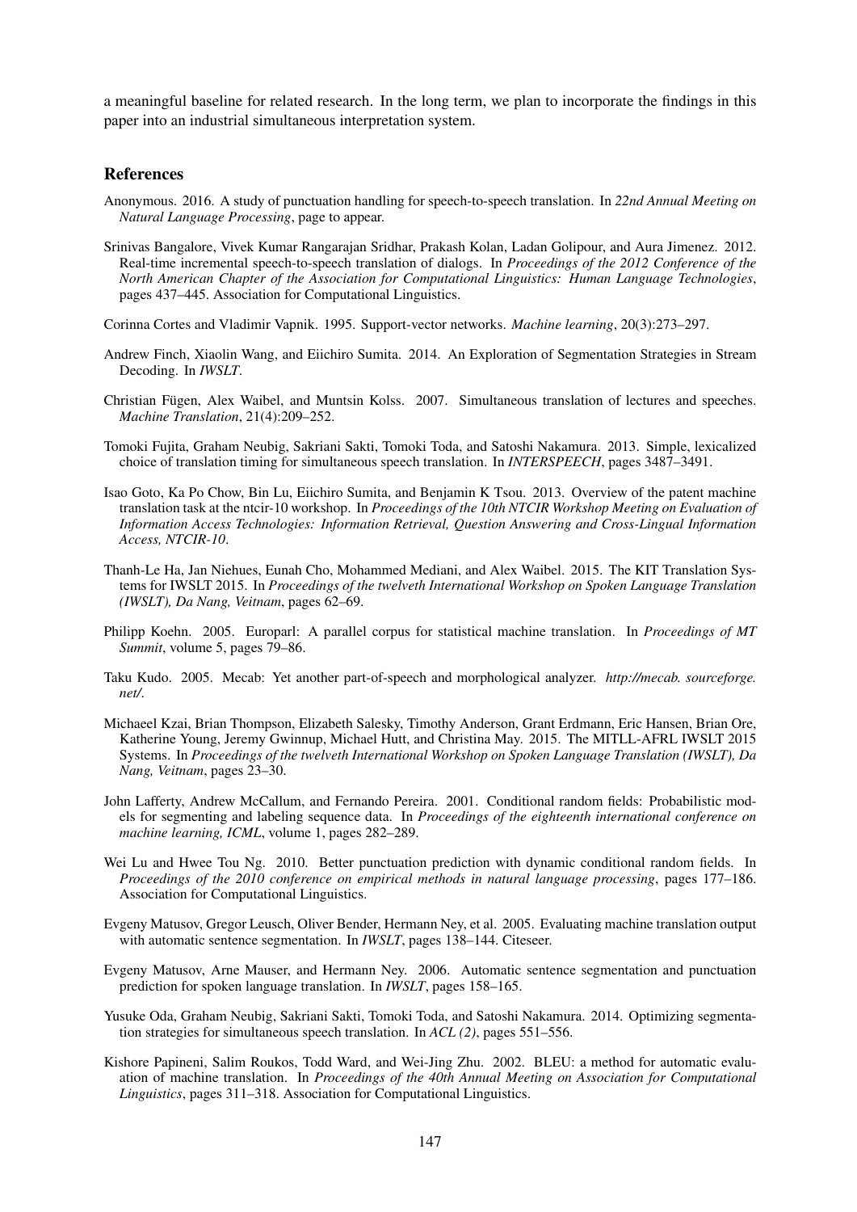a meaningful baseline for related research. In the long term, we plan to incorporate the findings in this paper into an industrial simultaneous interpretation system.

## References

Anonymous. 2016. A study of punctuation handling for speech-to-speech translation. In *22nd Annual Meeting on Natural Language Processing*, page to appear.

Srinivas Bangalore, Vivek Kumar Rangarajan Sridhar, Prakash Kolan, Ladan Golipour, and Aura Jimenez. 2012. Real-time incremental speech-to-speech translation of dialogs. In *Proceedings of the 2012 Conference of the North American Chapter of the Association for Computational Linguistics: Human Language Technologies*, pages 437–445. Association for Computational Linguistics.

Corinna Cortes and Vladimir Vapnik. 1995. Support-vector networks. *Machine learning*, 20(3):273–297.

Andrew Finch, Xiaolin Wang, and Eiichiro Sumita. 2014. An Exploration of Segmentation Strategies in Stream Decoding. In *IWSLT*.

Christian Fügen, Alex Waibel, and Muntsin Kolss. 2007. Simultaneous translation of lectures and speeches. *Machine Translation*, 21(4):209–252.

Tomoki Fujita, Graham Neubig, Sakriani Sakti, Tomoki Toda, and Satoshi Nakamura. 2013. Simple, lexicalized choice of translation timing for simultaneous speech translation. In *INTERSPEECH*, pages 3487–3491.

Isao Goto, Ka Po Chow, Bin Lu, Eiichiro Sumita, and Benjamin K Tsou. 2013. Overview of the patent machine translation task at the ntcir-10 workshop. In *Proceedings of the 10th NTCIR Workshop Meeting on Evaluation of Information Access Technologies: Information Retrieval, Question Answering and Cross-Lingual Information Access, NTCIR-10*.

Thanh-Le Ha, Jan Niehues, Eunah Cho, Mohammed Mediani, and Alex Waibel. 2015. The KIT Translation Systems for IWSLT 2015. In *Proceedings of the twelveth International Workshop on Spoken Language Translation (IWSLT), Da Nang, Veitnam*, pages 62–69.

Philipp Koehn. 2005. Europarl: A parallel corpus for statistical machine translation. In *Proceedings of MT Summit*, volume 5, pages 79–86.

Taku Kudo. 2005. Mecab: Yet another part-of-speech and morphological analyzer. *http://mecab. sourceforge. net/*.

Michaeel Kzai, Brian Thompson, Elizabeth Salesky, Timothy Anderson, Grant Erdmann, Eric Hansen, Brian Ore, Katherine Young, Jeremy Gwinnup, Michael Hutt, and Christina May. 2015. The MITLL-AFRL IWSLT 2015 Systems. In *Proceedings of the twelveth International Workshop on Spoken Language Translation (IWSLT), Da Nang, Veitnam*, pages 23–30.

John Lafferty, Andrew McCallum, and Fernando Pereira. 2001. Conditional random fields: Probabilistic models for segmenting and labeling sequence data. In *Proceedings of the eighteenth international conference on machine learning, ICML*, volume 1, pages 282–289.

Wei Lu and Hwee Tou Ng. 2010. Better punctuation prediction with dynamic conditional random fields. In *Proceedings of the 2010 conference on empirical methods in natural language processing*, pages 177–186. Association for Computational Linguistics.

Evgeny Matusov, Gregor Leusch, Oliver Bender, Hermann Ney, et al. 2005. Evaluating machine translation output with automatic sentence segmentation. In *IWSLT*, pages 138–144. Citeseer.

Evgeny Matusov, Arne Mauser, and Hermann Ney. 2006. Automatic sentence segmentation and punctuation prediction for spoken language translation. In *IWSLT*, pages 158–165.

Yusuke Oda, Graham Neubig, Sakriani Sakti, Tomoki Toda, and Satoshi Nakamura. 2014. Optimizing segmentation strategies for simultaneous speech translation. In *ACL (2)*, pages 551–556.

Kishore Papineni, Salim Roukos, Todd Ward, and Wei-Jing Zhu. 2002. BLEU: a method for automatic evaluation of machine translation. In *Proceedings of the 40th Annual Meeting on Association for Computational Linguistics*, pages 311–318. Association for Computational Linguistics.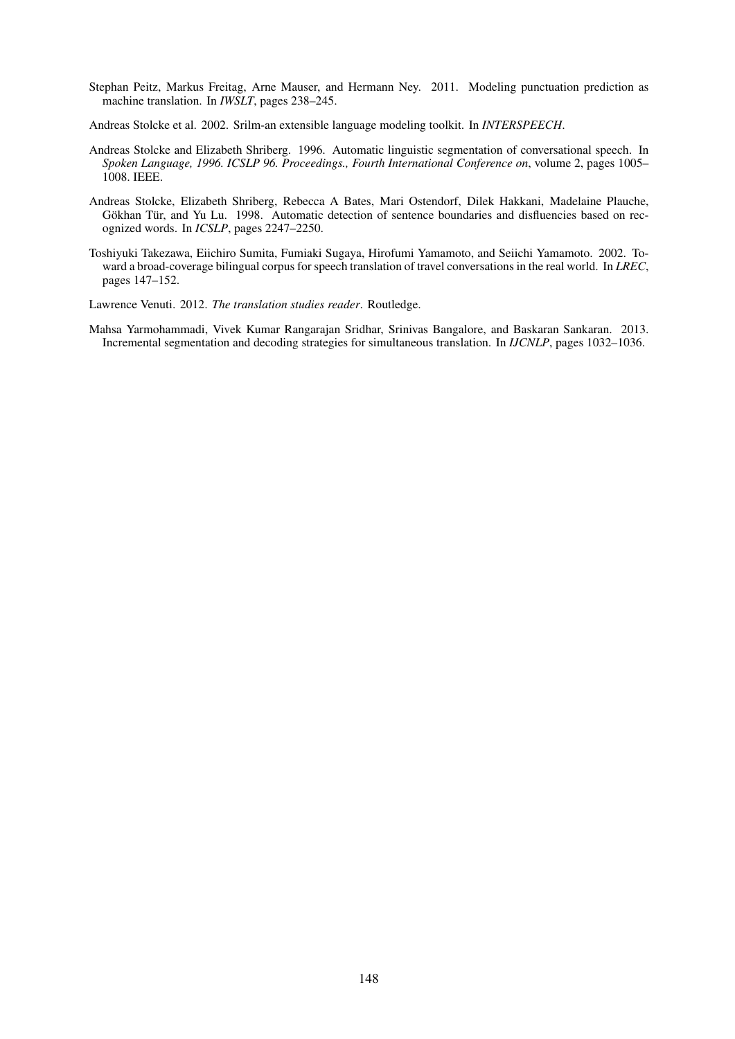Stephan Peitz, Markus Freitag, Arne Mauser, and Hermann Ney. 2011. Modeling punctuation prediction as machine translation. In *IWSLT*, pages 238–245.

Andreas Stolcke et al. 2002. Srilm-an extensible language modeling toolkit. In *INTERSPEECH*.

Andreas Stolcke and Elizabeth Shriberg. 1996. Automatic linguistic segmentation of conversational speech. In *Spoken Language, 1996. ICSLP 96. Proceedings., Fourth International Conference on*, volume 2, pages 1005–1008. IEEE.

Andreas Stolcke, Elizabeth Shriberg, Rebecca A Bates, Mari Ostendorf, Dilek Hakkani, Madelaine Plauche, Gökhan Tür, and Yu Lu. 1998. Automatic detection of sentence boundaries and disfluencies based on recognized words. In *ICSLP*, pages 2247–2250.

Toshiyuki Takezawa, Eiichiro Sumita, Fumiaki Sugaya, Hirofumi Yamamoto, and Seiichi Yamamoto. 2002. Toward a broad-coverage bilingual corpus for speech translation of travel conversations in the real world. In *LREC*, pages 147–152.

Lawrence Venuti. 2012. *The translation studies reader*. Routledge.

Mahsa Yarmohammadi, Vivek Kumar Rangarajan Sridhar, Srinivas Bangalore, and Baskaran Sankaran. 2013. Incremental segmentation and decoding strategies for simultaneous translation. In *IJCNLP*, pages 1032–1036.